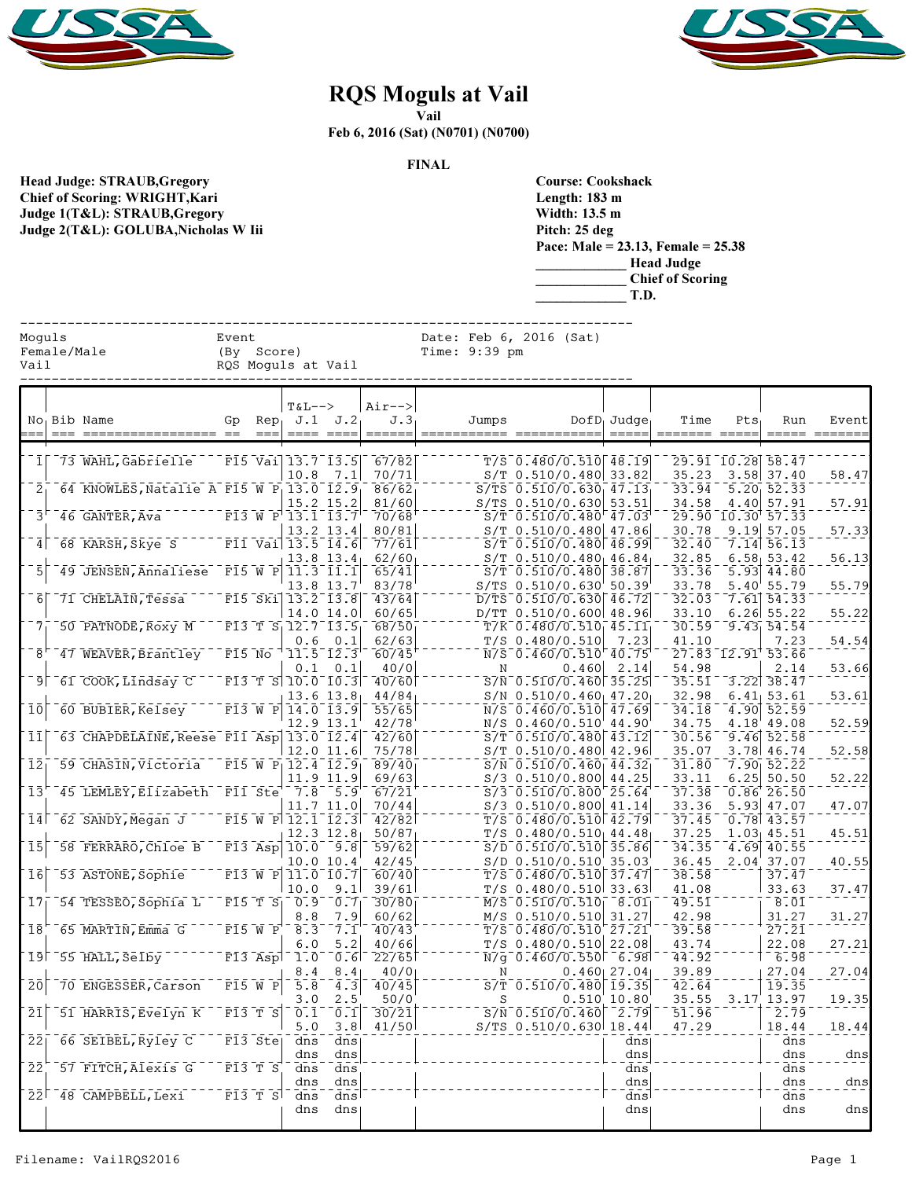# RQS Moguls at Vail

**Vail**

**Feb 6, 2016 (Sat) (N0701) (N0700)**

**FINAL**

**Head Judge: STRAUB,Gregory**
**Chief of Scoring: WRIGHT,Kari**
**Judge 1(T&L): STRAUB,Gregory**
**Judge 2(T&L): GOLUBA,Nicholas W Iii**

**Course: Cookshack**
**Length: 183 m**
**Width: 13.5 m**
**Pitch: 25 deg**
**Pace: Male = 23.13, Female = 25.38**
**____________ Head Judge**
**____________ Chief of Scoring**
**____________ T.D.**

```
Moguls                 Event                  Date: Feb 6, 2016 (Sat)
Female/Male            (By  Score)            Time: 9:39 pm
Vail                   RQS Moguls at Vail
```

| No | Bib | Name | Gp | Rep | T&L--> J.1 | J.2 | Air--> J.3 | Jumps | DofD | Judge | Time | Pts | Run | Event |
|---|---|---|---|---|---|---|---|---|---|---|---|---|---|---|
| 1 | 73 | WAHL,Gabrielle | F15 | Vai | 13.7 | 13.5 | 67/82 | T/S | 0.480/0.510 | 48.19 | 29.91 | 10.28 | 58.47 | |
| | | | | | 10.8 | 7.1 | 70/71 | S/T | 0.510/0.480 | 33.82 | 35.23 | 3.58 | 37.40 | 58.47 |
| 2 | 64 | KNOWLES,Natalie A | F15 | W P | 13.0 | 12.9 | 86/62 | S/TS | 0.510/0.630 | 47.13 | 33.94 | 5.20 | 52.33 | |
| | | | | | 15.2 | 15.2 | 81/60 | S/TS | 0.510/0.630 | 53.51 | 34.58 | 4.40 | 57.91 | 57.91 |
| 3 | 46 | GANTER,Ava | F13 | W P | 13.1 | 13.7 | 70/68 | S/T | 0.510/0.480 | 47.03 | 29.90 | 10.30 | 57.33 | |
| | | | | | 13.2 | 13.4 | 80/81 | S/T | 0.510/0.480 | 47.86 | 30.78 | 9.19 | 57.05 | 57.33 |
| 4 | 68 | KARSH,Skye S | F11 | Vai | 13.5 | 14.6 | 77/61 | S/T | 0.510/0.480 | 48.99 | 32.40 | 7.14 | 56.13 | |
| | | | | | 13.8 | 13.4 | 62/60 | S/T | 0.510/0.480 | 46.84 | 32.85 | 6.58 | 53.42 | 56.13 |
| 5 | 49 | JENSEN,Annaliese | F15 | W P | 11.3 | 11.1 | 65/41 | S/T | 0.510/0.480 | 38.87 | 33.36 | 5.93 | 44.80 | |
| | | | | | 13.8 | 13.7 | 83/78 | S/TS | 0.510/0.630 | 50.39 | 33.78 | 5.40 | 55.79 | 55.79 |
| 6 | 71 | CHELAIN,Tessa | F15 | Ski | 13.2 | 13.8 | 43/64 | D/TS | 0.510/0.630 | 46.72 | 32.03 | 7.61 | 54.33 | |
| | | | | | 14.0 | 14.0 | 60/65 | D/TT | 0.510/0.600 | 48.96 | 33.10 | 6.26 | 55.22 | 55.22 |
| 7 | 50 | PATNODE,Roxy M | F13 | T S | 12.7 | 13.5 | 68/50 | T/K | 0.480/0.510 | 45.11 | 30.59 | 9.43 | 54.54 | |
| | | | | | 0.6 | 0.1 | 62/63 | T/S | 0.480/0.510 | 7.23 | 41.10 | | 7.23 | 54.54 |
| 8 | 47 | WEAVER,Brantley | F15 | No | 11.5 | 12.3 | 60/45 | N/S | 0.460/0.510 | 40.75 | 27.83 | 12.91 | 53.66 | |
| | | | | | 0.1 | 0.1 | 40/0 | N | 0.460 | 2.14 | 54.98 | | 2.14 | 53.66 |
| 9 | 61 | COOK,Lindsay C | F13 | T S | 10.0 | 10.3 | 40/60 | S/N | 0.510/0.460 | 35.25 | 35.51 | 3.22 | 38.47 | |
| | | | | | 13.6 | 13.8 | 44/84 | S/N | 0.510/0.460 | 47.20 | 32.98 | 6.41 | 53.61 | 53.61 |
| 10 | 60 | BUBIER,Kelsey | F13 | W P | 14.0 | 13.9 | 55/65 | N/S | 0.460/0.510 | 47.69 | 34.18 | 4.90 | 52.59 | |
| | | | | | 12.9 | 13.1 | 42/78 | N/S | 0.460/0.510 | 44.90 | 34.75 | 4.18 | 49.08 | 52.59 |
| 11 | 63 | CHAPDELAINE,Reese | F11 | Asp | 13.0 | 12.4 | 42/60 | S/T | 0.510/0.480 | 43.12 | 30.56 | 9.46 | 52.58 | |
| | | | | | 12.0 | 11.6 | 75/78 | S/T | 0.510/0.480 | 42.96 | 35.07 | 3.78 | 46.74 | 52.58 |
| 12 | 59 | CHASIN,Victoria | F15 | W P | 12.4 | 12.9 | 89/40 | S/N | 0.510/0.460 | 44.32 | 31.80 | 7.90 | 52.22 | |
| | | | | | 11.9 | 11.9 | 69/63 | S/3 | 0.510/0.800 | 44.25 | 33.11 | 6.25 | 50.50 | 52.22 |
| 13 | 45 | LEMLEY,Elizabeth | F11 | Ste | 7.8 | 5.9 | 67/21 | S/3 | 0.510/0.800 | 25.64 | 37.38 | 0.86 | 26.50 | |
| | | | | | 11.7 | 11.0 | 70/44 | S/3 | 0.510/0.800 | 41.14 | 33.36 | 5.93 | 47.07 | 47.07 |
| 14 | 62 | SANDY,Megan J | F15 | W P | 12.1 | 12.3 | 42/82 | T/S | 0.480/0.510 | 42.79 | 37.45 | 0.78 | 43.57 | |
| | | | | | 12.3 | 12.8 | 50/87 | T/S | 0.480/0.510 | 44.48 | 37.25 | 1.03 | 45.51 | 45.51 |
| 15 | 58 | FERRARO,Chloe B | F13 | Asp | 10.0 | 9.8 | 59/62 | S/D | 0.510/0.510 | 35.86 | 34.35 | 4.69 | 40.55 | |
| | | | | | 10.0 | 10.4 | 42/45 | S/D | 0.510/0.510 | 35.03 | 36.45 | 2.04 | 37.07 | 40.55 |
| 16 | 53 | ASTONE,Sophie | F13 | W P | 11.0 | 10.7 | 60/40 | T/S | 0.480/0.510 | 37.47 | 38.58 | | 37.47 | |
| | | | | | 10.0 | 9.1 | 39/61 | T/S | 0.480/0.510 | 33.63 | 41.08 | | 33.63 | 37.47 |
| 17 | 54 | TESSEO,Sophia L | F15 | T S | 0.9 | 0.7 | 30/80 | M/S | 0.510/0.510 | 8.01 | 49.51 | | 8.01 | |
| | | | | | 8.8 | 7.9 | 60/62 | M/S | 0.510/0.510 | 31.27 | 42.98 | | 31.27 | 31.27 |
| 18 | 65 | MARTIN,Emma G | F15 | W P | 8.3 | 7.1 | 40/43 | T/S | 0.480/0.510 | 27.21 | 39.58 | | 27.21 | |
| | | | | | 6.0 | 5.2 | 40/66 | T/S | 0.480/0.510 | 22.08 | 43.74 | | 22.08 | 27.21 |
| 19 | 55 | HALL,Selby | F13 | Asp | 1.0 | 0.6 | 22/65 | N/g | 0.460/0.550 | 6.98 | 44.92 | | 6.98 | |
| | | | | | 8.4 | 8.4 | 40/0 | N | 0.460 | 27.04 | 39.89 | | 27.04 | 27.04 |
| 20 | 70 | ENGESSER,Carson | F15 | W P | 5.8 | 4.3 | 40/45 | S/T | 0.510/0.480 | 19.35 | 42.64 | | 19.35 | |
| | | | | | 3.0 | 2.5 | 50/0 | S | 0.510 | 10.80 | 35.55 | 3.17 | 13.97 | 19.35 |
| 21 | 51 | HARRIS,Evelyn K | F13 | T S | 0.1 | 0.1 | 30/21 | S/N | 0.510/0.460 | 2.79 | 51.96 | | 2.79 | |
| | | | | | 5.0 | 3.8 | 41/50 | S/TS | 0.510/0.630 | 18.44 | 47.29 | | 18.44 | 18.44 |
| 22 | 66 | SEIBEL,Ryley C | F13 | Ste | dns | dns | | | | dns | | | dns | |
| | | | | | dns | dns | | | | dns | | | dns | dns |
| 22 | 57 | FITCH,Alexis G | F13 | T S | dns | dns | | | | dns | | | dns | |
| | | | | | dns | dns | | | | dns | | | dns | dns |
| 22 | 48 | CAMPBELL,Lexi | F13 | T S | dns | dns | | | | dns | | | dns | |
| | | | | | dns | dns | | | | dns | | | dns | dns |

Filename: VailRQS2016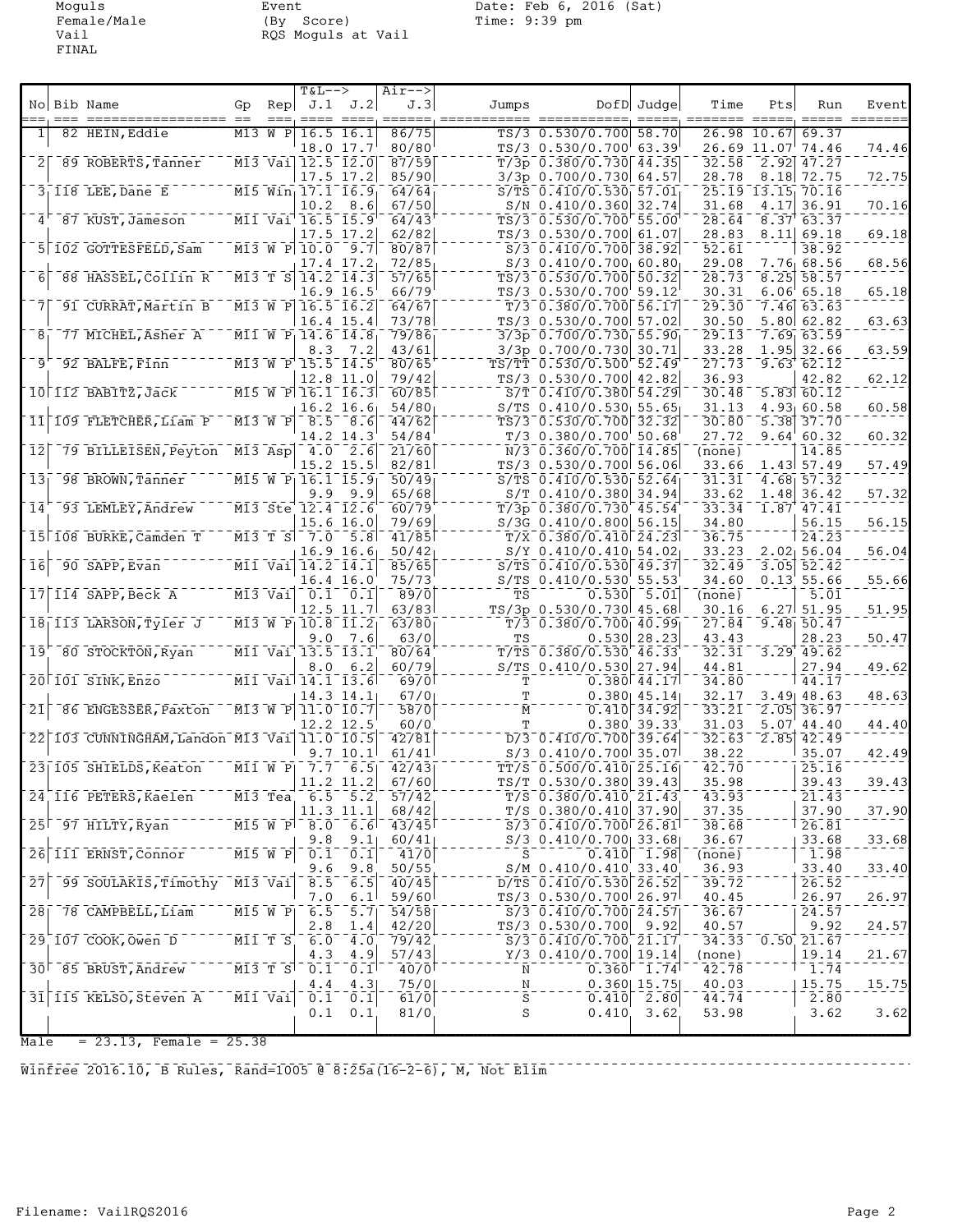Moguls
Female/Male
Vail
FINAL

Event
(By Score)
RQS Moguls at Vail

Date: Feb 6, 2016 (Sat)
Time: 9:39 pm

| No | Bib | Name | Gp | Rep | T&L--> J.1 | J.2 | Air--> J.3 | Jumps | DofD | Judge | Time | Pts | Run | Event |
|---|---|---|---|---|---|---|---|---|---|---|---|---|---|---|
| 1 | 82 | HEIN,Eddie | M13 | W P | 16.5 | 16.1 | 86/75 | TS/3 | 0.530/0.700 | 58.70 | 26.98 | 10.67 | 69.37 | |
| | | | | | 18.0 | 17.7 | 80/80 | TS/3 | 0.530/0.700 | 63.39 | 26.69 | 11.07 | 74.46 | 74.46 |
| 2 | 89 | ROBERTS,Tanner | M13 | Vai | 12.5 | 12.0 | 87/59 | T/3p | 0.380/0.730 | 44.35 | 32.58 | 2.92 | 47.27 | |
| | | | | | 17.5 | 17.2 | 85/90 | 3/3p | 0.700/0.730 | 64.57 | 28.78 | 8.18 | 72.75 | 72.75 |
| 3 | 118 | LEE,Dane E | M15 | Win | 17.1 | 16.9 | 64/64 | S/TS | 0.410/0.530 | 57.01 | 25.19 | 13.15 | 70.16 | |
| | | | | | 10.2 | 8.6 | 67/50 | S/N | 0.410/0.360 | 32.74 | 31.68 | 4.17 | 36.91 | 70.16 |
| 4 | 87 | KUST,Jameson | M11 | Vai | 16.5 | 15.9 | 64/43 | TS/3 | 0.530/0.700 | 55.00 | 28.64 | 8.37 | 63.37 | |
| | | | | | 17.5 | 17.2 | 62/82 | TS/3 | 0.530/0.700 | 61.07 | 28.83 | 8.11 | 69.18 | 69.18 |
| 5 | 102 | GOTTESFELD,Sam | M13 | W P | 10.0 | 9.7 | 80/87 | S/3 | 0.410/0.700 | 38.92 | 52.61 | | 38.92 | |
| | | | | | 17.4 | 17.2 | 72/85 | S/3 | 0.410/0.700 | 60.80 | 29.08 | 7.76 | 68.56 | 68.56 |
| 6 | 88 | HASSEL,Collin R | M13 | T S | 14.2 | 14.3 | 57/65 | TS/3 | 0.530/0.700 | 50.32 | 28.73 | 8.25 | 58.57 | |
| | | | | | 16.9 | 16.5 | 66/79 | TS/3 | 0.530/0.700 | 59.12 | 30.31 | 6.06 | 65.18 | 65.18 |
| 7 | 91 | CURRAT,Martin B | M13 | W P | 16.5 | 16.2 | 64/67 | T/3 | 0.380/0.700 | 56.17 | 29.30 | 7.46 | 63.63 | |
| | | | | | 16.4 | 15.4 | 73/78 | TS/3 | 0.530/0.700 | 57.02 | 30.50 | 5.80 | 62.82 | 63.63 |
| 8 | 77 | MICHEL,Asher A | M11 | W P | 14.6 | 14.8 | 79/86 | 3/3p | 0.700/0.730 | 55.90 | 29.13 | 7.69 | 63.59 | |
| | | | | | 8.3 | 7.2 | 43/61 | 3/3p | 0.700/0.730 | 30.71 | 33.28 | 1.95 | 32.66 | 63.59 |
| 9 | 92 | BALFE,Finn | M13 | W P | 15.5 | 14.5 | 80/65 | TS/TT | 0.530/0.500 | 52.49 | 27.73 | 9.63 | 62.12 | |
| | | | | | 12.8 | 11.0 | 79/42 | TS/3 | 0.530/0.700 | 42.82 | 36.93 | | 42.82 | 62.12 |
| 10 | 112 | BABITZ,Jack | M15 | W P | 16.1 | 16.3 | 60/85 | S/T | 0.410/0.380 | 54.29 | 30.48 | 5.83 | 60.12 | |
| | | | | | 16.2 | 16.6 | 54/80 | S/TS | 0.410/0.530 | 55.65 | 31.13 | 4.93 | 60.58 | 60.58 |
| 11 | 109 | FLETCHER,Liam P | M13 | W P | 8.5 | 8.6 | 44/62 | TS/3 | 0.530/0.700 | 32.32 | 30.80 | 5.38 | 37.70 | |
| | | | | | 14.2 | 14.3 | 54/84 | T/3 | 0.380/0.700 | 50.68 | 27.72 | 9.64 | 60.32 | 60.32 |
| 12 | 79 | BILLEISEN,Peyton | M13 | Asp | 4.0 | 2.6 | 21/60 | N/3 | 0.360/0.700 | 14.85 | (none) | | 14.85 | |
| | | | | | 15.2 | 15.5 | 82/81 | TS/3 | 0.530/0.700 | 56.06 | 33.66 | 1.43 | 57.49 | 57.49 |
| 13 | 98 | BROWN,Tanner | M15 | W P | 16.1 | 15.9 | 50/49 | S/TS | 0.410/0.530 | 52.64 | 31.31 | 4.68 | 57.32 | |
| | | | | | 9.9 | 9.9 | 65/68 | S/T | 0.410/0.380 | 34.94 | 33.62 | 1.48 | 36.42 | 57.32 |
| 14 | 93 | LEMLEY,Andrew | M13 | Ste | 12.4 | 12.6 | 60/79 | T/3p | 0.380/0.730 | 45.54 | 33.34 | 1.87 | 47.41 | |
| | | | | | 15.6 | 16.0 | 79/69 | S/3G | 0.410/0.800 | 56.15 | 34.80 | | 56.15 | 56.15 |
| 15 | 108 | BURKE,Camden T | M13 | T S | 7.0 | 5.8 | 41/85 | T/X | 0.380/0.410 | 24.23 | 36.75 | | 24.23 | |
| | | | | | 16.9 | 16.6 | 50/42 | S/Y | 0.410/0.410 | 54.02 | 33.23 | 2.02 | 56.04 | 56.04 |
| 16 | 90 | SAPP,Evan | M11 | Vai | 14.2 | 14.1 | 85/65 | S/TS | 0.410/0.530 | 49.37 | 32.49 | 3.05 | 52.42 | |
| | | | | | 16.4 | 16.0 | 75/73 | S/TS | 0.410/0.530 | 55.53 | 34.60 | 0.13 | 55.66 | 55.66 |
| 17 | 114 | SAPP,Beck A | M13 | Vai | 0.1 | 0.1 | 89/0 | TS | 0.530 | 5.01 | (none) | | 5.01 | |
| | | | | | 12.5 | 11.7 | 63/83 | TS/3p | 0.530/0.730 | 45.68 | 30.16 | 6.27 | 51.95 | 51.95 |
| 18 | 113 | LARSON,Tyler J | M13 | W P | 10.8 | 11.2 | 63/80 | T/3 | 0.380/0.700 | 40.99 | 27.84 | 9.48 | 50.47 | |
| | | | | | 9.0 | 7.6 | 63/0 | TS | 0.530 | 28.23 | 43.43 | | 28.23 | 50.47 |
| 19 | 80 | STOCKTON,Ryan | M11 | Vai | 13.5 | 13.1 | 80/64 | T/TS | 0.380/0.530 | 46.33 | 32.31 | 3.29 | 49.62 | |
| | | | | | 8.0 | 6.2 | 60/79 | S/TS | 0.410/0.530 | 27.94 | 44.81 | | 27.94 | 49.62 |
| 20 | 101 | SINK,Enzo | M11 | Vai | 14.1 | 13.6 | 69/0 | T | 0.380 | 44.17 | 34.80 | | 44.17 | |
| | | | | | 14.3 | 14.1 | 67/0 | T | 0.380 | 45.14 | 32.17 | 3.49 | 48.63 | 48.63 |
| 21 | 86 | ENGESSER,Paxton | M13 | W P | 11.0 | 10.7 | 58/0 | M | 0.410 | 34.92 | 33.21 | 2.05 | 36.97 | |
| | | | | | 12.2 | 12.5 | 60/0 | T | 0.380 | 39.33 | 31.03 | 5.07 | 44.40 | 44.40 |
| 22 | 103 | CUNNINGHAM,Landon | M13 | Vai | 11.0 | 10.5 | 42/81 | D/3 | 0.410/0.700 | 39.64 | 32.63 | 2.85 | 42.49 | |
| | | | | | 9.7 | 10.1 | 61/41 | S/3 | 0.410/0.700 | 35.07 | 38.22 | | 35.07 | 42.49 |
| 23 | 105 | SHIELDS,Keaton | M11 | W P | 7.7 | 6.5 | 42/43 | TT/S | 0.500/0.410 | 25.16 | 42.70 | | 25.16 | |
| | | | | | 11.2 | 11.2 | 67/60 | TS/T | 0.530/0.380 | 39.43 | 35.98 | | 39.43 | 39.43 |
| 24 | 116 | PETERS,Kaelen | M13 | Tea | 6.5 | 5.2 | 57/42 | T/S | 0.380/0.410 | 21.43 | 43.93 | | 21.43 | |
| | | | | | 11.3 | 11.1 | 68/42 | T/S | 0.380/0.410 | 37.90 | 37.35 | | 37.90 | 37.90 |
| 25 | 97 | HILTY,Ryan | M15 | W P | 8.0 | 6.6 | 43/45 | S/3 | 0.410/0.700 | 26.81 | 38.68 | | 26.81 | |
| | | | | | 9.8 | 9.1 | 60/41 | S/3 | 0.410/0.700 | 33.68 | 36.67 | | 33.68 | 33.68 |
| 26 | 111 | ERNST,Connor | M15 | W P | 0.1 | 0.1 | 41/0 | S | 0.410 | 1.98 | (none) | | 1.98 | |
| | | | | | 9.6 | 9.8 | 50/55 | S/M | 0.410/0.410 | 33.40 | 36.93 | | 33.40 | 33.40 |
| 27 | 99 | SOULAKIS,Timothy | M13 | Vai | 8.5 | 6.5 | 40/45 | D/TS | 0.410/0.530 | 26.52 | 39.72 | | 26.52 | |
| | | | | | 7.0 | 6.1 | 59/60 | TS/3 | 0.530/0.700 | 26.97 | 40.45 | | 26.97 | 26.97 |
| 28 | 78 | CAMPBELL,Liam | M15 | W P | 6.5 | 5.7 | 54/58 | S/3 | 0.410/0.700 | 24.57 | 36.67 | | 24.57 | |
| | | | | | 2.8 | 1.4 | 42/20 | TS/3 | 0.530/0.700 | 9.92 | 40.57 | | 9.92 | 24.57 |
| 29 | 107 | COOK,Owen D | M11 | T S | 6.0 | 4.0 | 79/42 | S/3 | 0.410/0.700 | 21.17 | 34.33 | 0.50 | 21.67 | |
| | | | | | 4.3 | 4.9 | 57/43 | Y/3 | 0.410/0.700 | 19.14 | (none) | | 19.14 | 21.67 |
| 30 | 85 | BRUST,Andrew | M13 | T S | 0.1 | 0.1 | 40/0 | N | 0.360 | 1.74 | 42.78 | | 1.74 | |
| | | | | | 4.4 | 4.3 | 75/0 | N | 0.360 | 15.75 | 40.03 | | 15.75 | 15.75 |
| 31 | 115 | KELSO,Steven A | M11 | Vai | 0.1 | 0.1 | 61/0 | S | 0.410 | 2.80 | 44.74 | | 2.80 | |
| | | | | | 0.1 | 0.1 | 81/0 | S | 0.410 | 3.62 | 53.98 | | 3.62 | 3.62 |

Male = 23.13, Female = 25.38

Winfree 2016.10, B Rules, Rand=1005 @ 8:25a(16-2-6), M, Not Elim

Filename: VailRQS2016